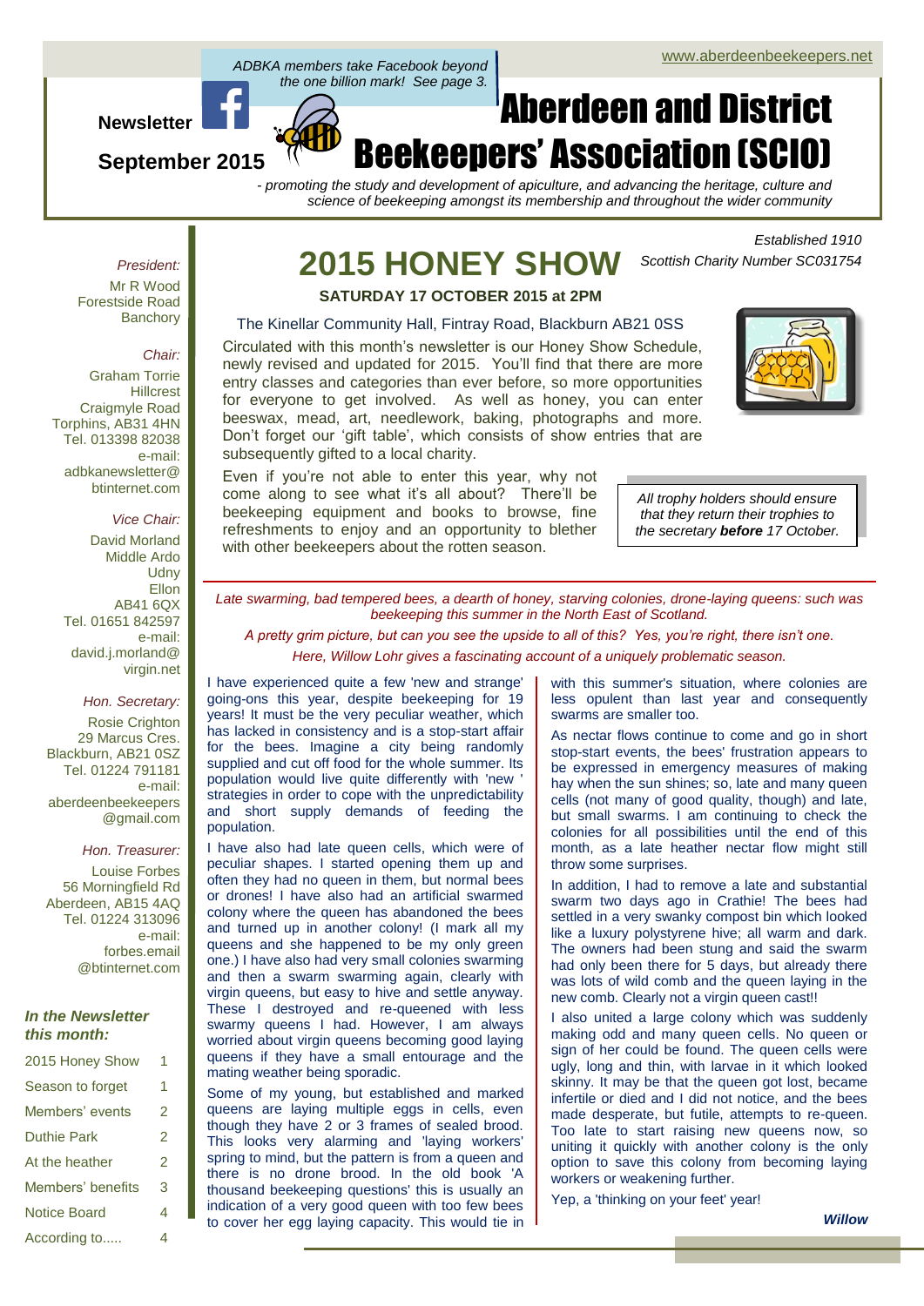www.aberdeenbeekeepers.net

*ADBKA members take Facebook beyond the one billion mark! See page 3.*

**Newsletter**

**September 2015**

# Aberdeen and District Beekeepers' Association (SCIO)

*- promoting the study and development of apiculture, and advancing the heritage, culture and science of beekeeping amongst its membership and throughout the wider community*

*Established 1910*

*Scottish Charity Number SC031754*

*President:*
Mr R Wood
Forestside Road
Banchory

*Chair:*
Graham Torrie
Hillcrest
Craigmyle Road
Torphins, AB31 4HN
Tel. 013398 82038
e-mail: adbkanewsletter@btinternet.com

*Vice Chair:*
David Morland
Middle Ardo
Udny
Ellon
AB41 6QX
Tel. 01651 842597
e-mail: david.j.morland@virgin.net

*Hon. Secretary:*
Rosie Crighton
29 Marcus Cres.
Blackburn, AB21 0SZ
Tel. 01224 791181
e-mail: aberdeenbeekeepers@gmail.com

*Hon. Treasurer:*
Louise Forbes
56 Morningfield Rd
Aberdeen, AB15 4AQ
Tel. 01224 313096
e-mail: forbes.email@btinternet.com

***In the Newsletter this month:***

| | |
|---|---|
| 2015 Honey Show | 1 |
| Season to forget | 1 |
| Members' events | 2 |
| Duthie Park | 2 |
| At the heather | 2 |
| Members' benefits | 3 |
| Notice Board | 4 |
| According to..... | 4 |

## 2015 HONEY SHOW

**SATURDAY 17 OCTOBER 2015 at 2PM**

The Kinellar Community Hall, Fintray Road, Blackburn AB21 0SS

Circulated with this month's newsletter is our Honey Show Schedule, newly revised and updated for 2015. You'll find that there are more entry classes and categories than ever before, so more opportunities for everyone to get involved. As well as honey, you can enter beeswax, mead, art, needlework, baking, photographs and more. Don't forget our 'gift table', which consists of show entries that are subsequently gifted to a local charity.

Even if you're not able to enter this year, why not come along to see what it's all about? There'll be beekeeping equipment and books to browse, fine refreshments to enjoy and an opportunity to blether with other beekeepers about the rotten season.

*All trophy holders should ensure that they return their trophies to the secretary **before** 17 October.*

*Late swarming, bad tempered bees, a dearth of honey, starving colonies, drone-laying queens: such was beekeeping this summer in the North East of Scotland.*

*A pretty grim picture, but can you see the upside to all of this? Yes, you're right, there isn't one.*

*Here, Willow Lohr gives a fascinating account of a uniquely problematic season.*

I have experienced quite a few 'new and strange' going-ons this year, despite beekeeping for 19 years! It must be the very peculiar weather, which has lacked in consistency and is a stop-start affair for the bees. Imagine a city being randomly supplied and cut off food for the whole summer. Its population would live quite differently with 'new ' strategies in order to cope with the unpredictability and short supply demands of feeding the population.

I have also had late queen cells, which were of peculiar shapes. I started opening them up and often they had no queen in them, but normal bees or drones! I have also had an artificial swarmed colony where the queen has abandoned the bees and turned up in another colony! (I mark all my queens and she happened to be my only green one.) I have also had very small colonies swarming and then a swarm swarming again, clearly with virgin queens, but easy to hive and settle anyway. These I destroyed and re-queened with less swarmy queens I had. However, I am always worried about virgin queens becoming good laying queens if they have a small entourage and the mating weather being sporadic.

Some of my young, but established and marked queens are laying multiple eggs in cells, even though they have 2 or 3 frames of sealed brood. This looks very alarming and 'laying workers' spring to mind, but the pattern is from a queen and there is no drone brood. In the old book 'A thousand beekeeping questions' this is usually an indication of a very good queen with too few bees to cover her egg laying capacity. This would tie in with this summer's situation, where colonies are less opulent than last year and consequently swarms are smaller too.

As nectar flows continue to come and go in short stop-start events, the bees' frustration appears to be expressed in emergency measures of making hay when the sun shines; so, late and many queen cells (not many of good quality, though) and late, but small swarms. I am continuing to check the colonies for all possibilities until the end of this month, as a late heather nectar flow might still throw some surprises.

In addition, I had to remove a late and substantial swarm two days ago in Crathie! The bees had settled in a very swanky compost bin which looked like a luxury polystyrene hive; all warm and dark. The owners had been stung and said the swarm had only been there for 5 days, but already there was lots of wild comb and the queen laying in the new comb. Clearly not a virgin queen cast!!

I also united a large colony which was suddenly making odd and many queen cells. No queen or sign of her could be found. The queen cells were ugly, long and thin, with larvae in it which looked skinny. It may be that the queen got lost, became infertile or died and I did not notice, and the bees made desperate, but futile, attempts to re-queen. Too late to start raising new queens now, so uniting it quickly with another colony is the only option to save this colony from becoming laying workers or weakening further.

Yep, a 'thinking on your feet' year!

***Willow***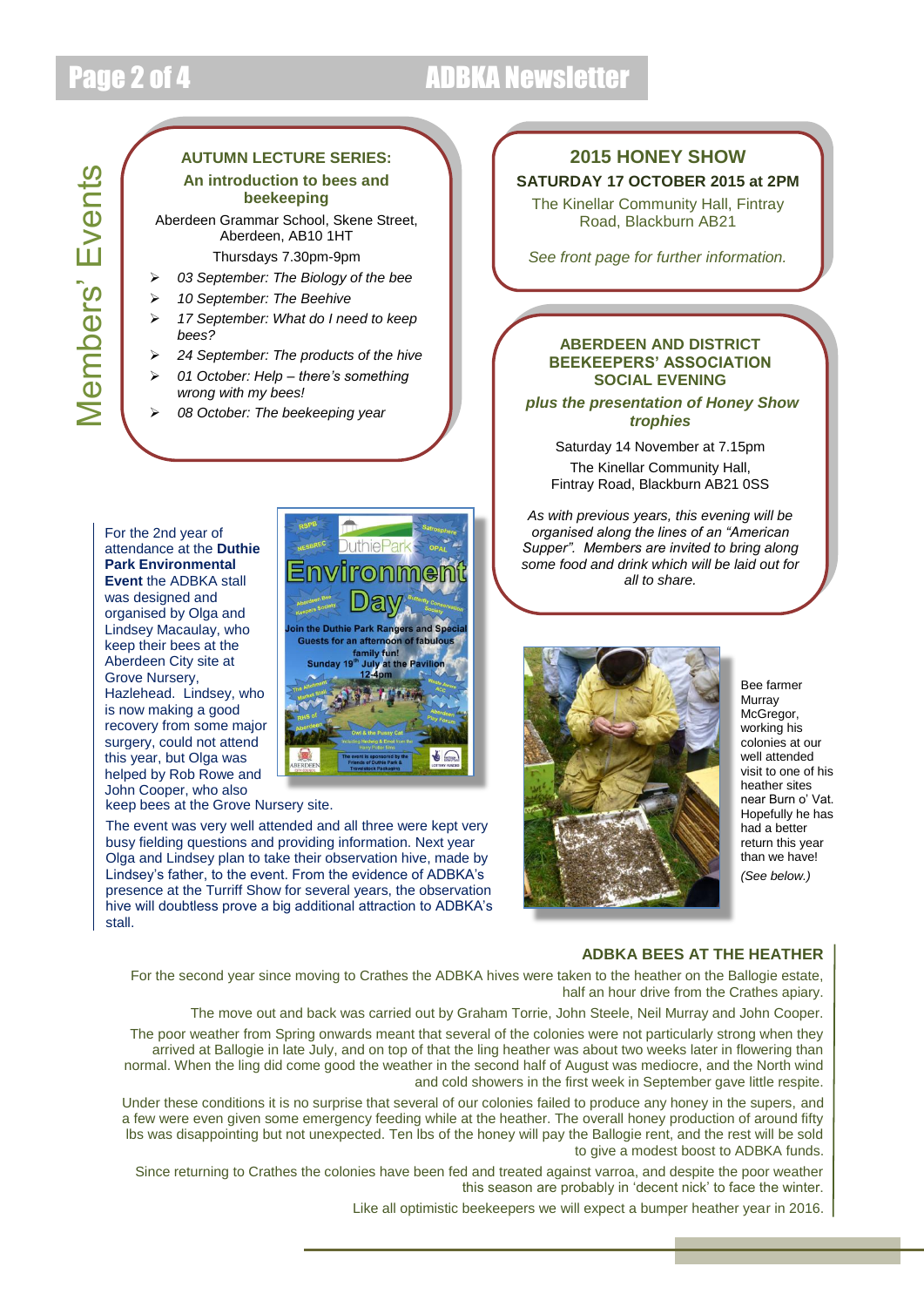# Members' Events

## AUTUMN LECTURE SERIES:

### An introduction to bees and beekeeping

Aberdeen Grammar School, Skene Street, Aberdeen, AB10 1HT

Thursdays 7.30pm-9pm

- *03 September: The Biology of the bee*
- *10 September: The Beehive*
- *17 September: What do I need to keep bees?*
- *24 September: The products of the hive*
- *01 October: Help – there's something wrong with my bees!*
- *08 October: The beekeeping year*

## 2015 HONEY SHOW

**SATURDAY 17 OCTOBER 2015 at 2PM**

The Kinellar Community Hall, Fintray Road, Blackburn AB21

*See front page for further information.*

## ABERDEEN AND DISTRICT BEEKEEPERS' ASSOCIATION SOCIAL EVENING

***plus the presentation of Honey Show trophies***

Saturday 14 November at 7.15pm

The Kinellar Community Hall, Fintray Road, Blackburn AB21 0SS

*As with previous years, this evening will be organised along the lines of an "American Supper". Members are invited to bring along some food and drink which will be laid out for all to share.*

For the 2nd year of attendance at the **Duthie Park Environmental Event** the ADBKA stall was designed and organised by Olga and Lindsey Macaulay, who keep their bees at the Aberdeen City site at Grove Nursery, Hazlehead. Lindsey, who is now making a good recovery from some major surgery, could not attend this year, but Olga was helped by Rob Rowe and John Cooper, who also keep bees at the Grove Nursery site.

The event was very well attended and all three were kept very busy fielding questions and providing information. Next year Olga and Lindsey plan to take their observation hive, made by Lindsey's father, to the event. From the evidence of ADBKA's presence at the Turriff Show for several years, the observation hive will doubtless prove a big additional attraction to ADBKA's stall.

Bee farmer Murray McGregor, working his colonies at our well attended visit to one of his heather sites near Burn o' Vat. Hopefully he has had a better return this year than we have!

*(See below.)*

## ADBKA BEES AT THE HEATHER

For the second year since moving to Crathes the ADBKA hives were taken to the heather on the Ballogie estate, half an hour drive from the Crathes apiary.

The move out and back was carried out by Graham Torrie, John Steele, Neil Murray and John Cooper.

The poor weather from Spring onwards meant that several of the colonies were not particularly strong when they arrived at Ballogie in late July, and on top of that the ling heather was about two weeks later in flowering than normal. When the ling did come good the weather in the second half of August was mediocre, and the North wind and cold showers in the first week in September gave little respite.

Under these conditions it is no surprise that several of our colonies failed to produce any honey in the supers, and a few were even given some emergency feeding while at the heather. The overall honey production of around fifty lbs was disappointing but not unexpected. Ten lbs of the honey will pay the Ballogie rent, and the rest will be sold to give a modest boost to ADBKA funds.

Since returning to Crathes the colonies have been fed and treated against varroa, and despite the poor weather this season are probably in 'decent nick' to face the winter.

Like all optimistic beekeepers we will expect a bumper heather year in 2016.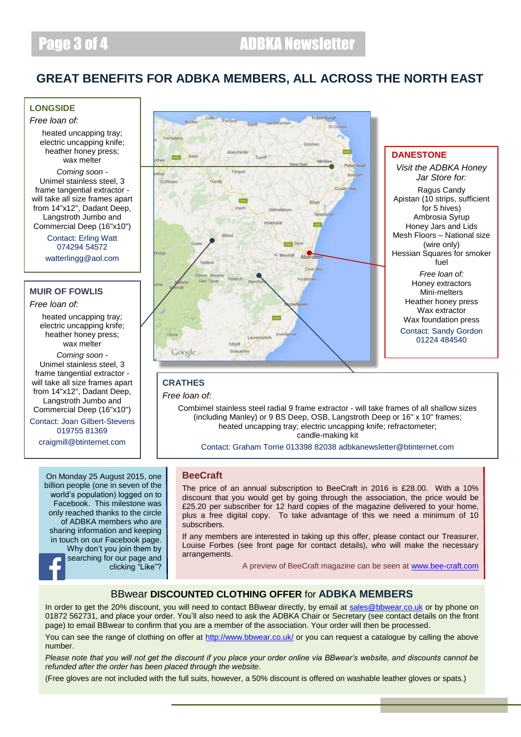# GREAT BENEFITS FOR ADBKA MEMBERS, ALL ACROSS THE NORTH EAST

## LONGSIDE

*Free loan of:*

heated uncapping tray; electric uncapping knife; heather honey press; wax melter

*Coming soon -*

Unimel stainless steel, 3 frame tangential extractor - will take all size frames apart from 14"x12", Dadant Deep, Langstroth Jumbo and Commercial Deep (16"x10")

Contact: Erling Watt
074294 54572
watterlingg@aol.com

## MUIR OF FOWLIS

*Free loan of:*

heated uncapping tray; electric uncapping knife; heather honey press; wax melter

*Coming soon -*

Unimel stainless steel, 3 frame tangential extractor - will take all size frames apart from 14"x12", Dadant Deep, Langstroth Jumbo and Commercial Deep (16"x10")

Contact: Joan Gilbert-Stevens
019755 81369
craigmill@btinternet.com

## DANESTONE

*Visit the ADBKA Honey Jar Store for:*

Ragus Candy
Apistan (10 strips, sufficient for 5 hives)
Ambrosia Syrup
Honey Jars and Lids
Mesh Floors – National size (wire only)
Hessian Squares for smoker fuel

*Free loan of:*

Honey extractors
Mini-melters
Heather honey press
Wax extractor
Wax foundation press

Contact: Sandy Gordon
01224 484540

## CRATHES

*Free loan of:*

Combimel stainless steel radial 9 frame extractor - will take frames of all shallow sizes (including Manley) or 9 BS Deep, OSB, Langstroth Deep or 16" x 10" frames; heated uncapping tray; electric uncapping knife; refractometer; candle-making kit

Contact: Graham Torrie 013398 82038 adbkanewsletter@btinternet.com

---

On Monday 25 August 2015, one billion people (one in seven of the world's population) logged on to Facebook. This milestone was only reached thanks to the circle of ADBKA members who are sharing information and keeping in touch on our Facebook page. Why don't you join them by searching for our page and clicking "Like"?

## BeeCraft

The price of an annual subscription to BeeCraft in 2016 is £28.00. With a 10% discount that you would get by going through the association, the price would be £25.20 per subscriber for 12 hard copies of the magazine delivered to your home, plus a free digital copy. To take advantage of this we need a minimum of 10 subscribers.

If any members are interested in taking up this offer, please contact our Treasurer, Louise Forbes (see front page for contact details), who will make the necessary arrangements.

A preview of BeeCraft magazine can be seen at www.bee-craft.com

## BBwear **DISCOUNTED CLOTHING OFFER** for **ADBKA MEMBERS**

In order to get the 20% discount, you will need to contact BBwear directly, by email at sales@bbwear.co.uk or by phone on 01872 562731, and place your order. You'll also need to ask the ADBKA Chair or Secretary (see contact details on the front page) to email BBwear to confirm that you are a member of the association. Your order will then be processed.

You can see the range of clothing on offer at http://www.bbwear.co.uk/ or you can request a catalogue by calling the above number.

*Please note that you will not get the discount if you place your order online via BBwear's website, and discounts cannot be refunded after the order has been placed through the website.*

(Free gloves are not included with the full suits, however, a 50% discount is offered on washable leather gloves or spats.)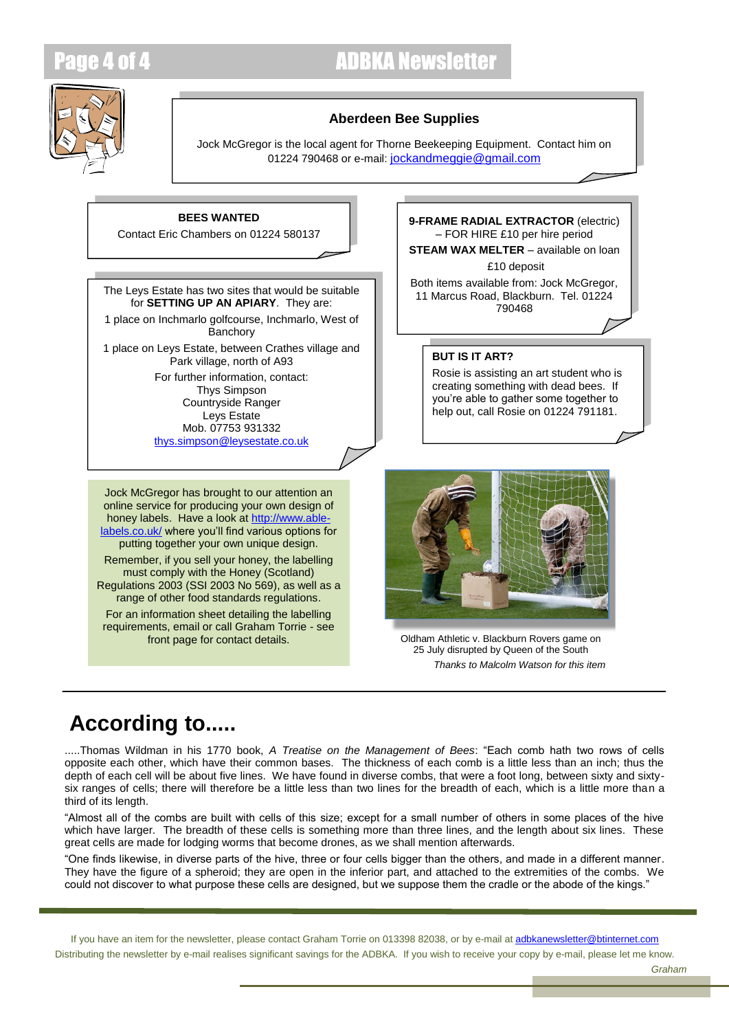### Aberdeen Bee Supplies

Jock McGregor is the local agent for Thorne Beekeeping Equipment. Contact him on 01224 790468 or e-mail: jockandmeggie@gmail.com

**BEES WANTED**

Contact Eric Chambers on 01224 580137

The Leys Estate has two sites that would be suitable for **SETTING UP AN APIARY**. They are:

1 place on Inchmarlo golfcourse, Inchmarlo, West of Banchory

1 place on Leys Estate, between Crathes village and Park village, north of A93

For further information, contact:
Thys Simpson
Countryside Ranger
Leys Estate
Mob. 07753 931332
thys.simpson@leysestate.co.uk

**9-FRAME RADIAL EXTRACTOR** (electric) – FOR HIRE £10 per hire period

**STEAM WAX MELTER** – available on loan £10 deposit

Both items available from: Jock McGregor, 11 Marcus Road, Blackburn. Tel. 01224 790468

**BUT IS IT ART?**

Rosie is assisting an art student who is creating something with dead bees. If you're able to gather some together to help out, call Rosie on 01224 791181.

Jock McGregor has brought to our attention an online service for producing your own design of honey labels. Have a look at http://www.able-labels.co.uk/ where you'll find various options for putting together your own unique design.

Remember, if you sell your honey, the labelling must comply with the Honey (Scotland) Regulations 2003 (SSI 2003 No 569), as well as a range of other food standards regulations.

For an information sheet detailing the labelling requirements, email or call Graham Torrie - see front page for contact details.

Oldham Athletic v. Blackburn Rovers game on 25 July disrupted by Queen of the South

*Thanks to Malcolm Watson for this item*

# According to.....

.....Thomas Wildman in his 1770 book, *A Treatise on the Management of Bees*: "Each comb hath two rows of cells opposite each other, which have their common bases. The thickness of each comb is a little less than an inch; thus the depth of each cell will be about five lines. We have found in diverse combs, that were a foot long, between sixty and sixty-six ranges of cells; there will therefore be a little less than two lines for the breadth of each, which is a little more than a third of its length.

"Almost all of the combs are built with cells of this size; except for a small number of others in some places of the hive which have larger. The breadth of these cells is something more than three lines, and the length about six lines. These great cells are made for lodging worms that become drones, as we shall mention afterwards.

"One finds likewise, in diverse parts of the hive, three or four cells bigger than the others, and made in a different manner. They have the figure of a spheroid; they are open in the inferior part, and attached to the extremities of the combs. We could not discover to what purpose these cells are designed, but we suppose them the cradle or the abode of the kings."

If you have an item for the newsletter, please contact Graham Torrie on 013398 82038, or by e-mail at adbkanewsletter@btinternet.com

Distributing the newsletter by e-mail realises significant savings for the ADBKA. If you wish to receive your copy by e-mail, please let me know.

*Graham*